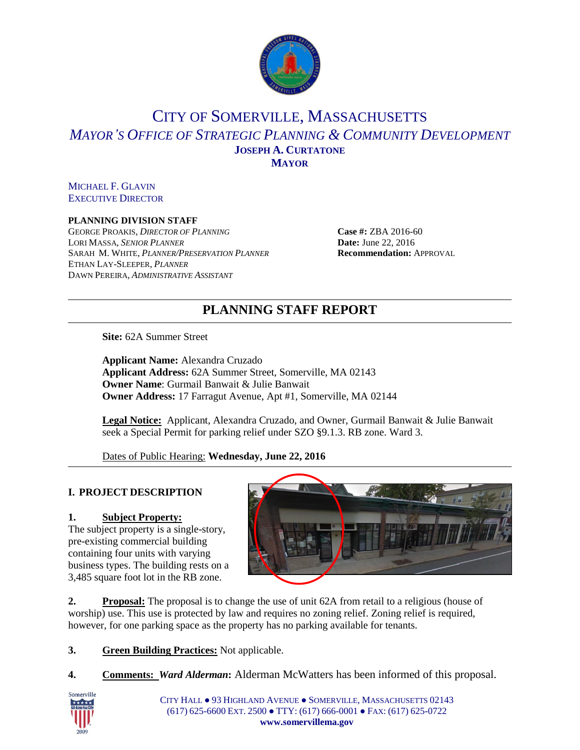# CITY OF SOMERVILLE, MASSACHUSETTS

## *MAYOR'S OFFICE OF STRATEGIC PLANNING & COMMUNITY DEVELOPMENT*

**JOSEPH A. CURTATONE**
**MAYOR**

MICHAEL F. GLAVIN
EXECUTIVE DIRECTOR

**PLANNING DIVISION STAFF**
GEORGE PROAKIS, *DIRECTOR OF PLANNING*
LORI MASSA, *SENIOR PLANNER*
SARAH M. WHITE, *PLANNER/PRESERVATION PLANNER*
ETHAN LAY-SLEEPER, *PLANNER*
DAWN PEREIRA, *ADMINISTRATIVE ASSISTANT*

**Case #:** ZBA 2016-60
**Date:** June 22, 2016
**Recommendation:** APPROVAL

---

# PLANNING STAFF REPORT

---

**Site:** 62A Summer Street

**Applicant Name:** Alexandra Cruzado
**Applicant Address:** 62A Summer Street, Somerville, MA 02143
**Owner Name**: Gurmail Banwait & Julie Banwait
**Owner Address:** 17 Farragut Avenue, Apt #1, Somerville, MA 02144

**Legal Notice:** Applicant, Alexandra Cruzado, and Owner, Gurmail Banwait & Julie Banwait seek a Special Permit for parking relief under SZO §9.1.3. RB zone. Ward 3.

Dates of Public Hearing: **Wednesday, June 22, 2016**

---

## I. PROJECT DESCRIPTION

**1. Subject Property:** The subject property is a single-story, pre-existing commercial building containing four units with varying business types. The building rests on a 3,485 square foot lot in the RB zone.

**2. Proposal:** The proposal is to change the use of unit 62A from retail to a religious (house of worship) use. This use is protected by law and requires no zoning relief. Zoning relief is required, however, for one parking space as the property has no parking available for tenants.

**3. Green Building Practices:** Not applicable.

**4. Comments:** ***Ward Alderman*****:** Alderman McWatters has been informed of this proposal.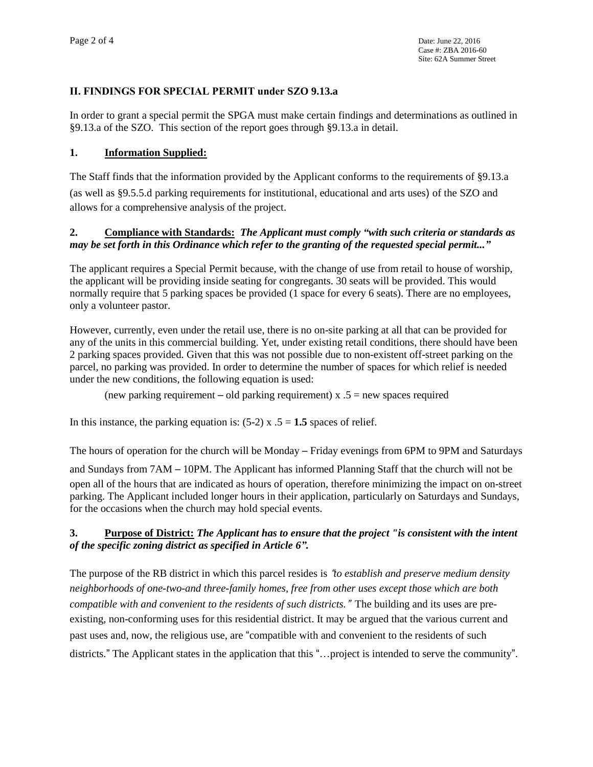## II. FINDINGS FOR SPECIAL PERMIT under SZO 9.13.a

In order to grant a special permit the SPGA must make certain findings and determinations as outlined in §9.13.a of the SZO. This section of the report goes through §9.13.a in detail.

### 1. Information Supplied:

The Staff finds that the information provided by the Applicant conforms to the requirements of §9.13.a (as well as §9.5.5.d parking requirements for institutional, educational and arts uses) of the SZO and allows for a comprehensive analysis of the project.

### 2. Compliance with Standards: *The Applicant must comply "with such criteria or standards as may be set forth in this Ordinance which refer to the granting of the requested special permit..."*

The applicant requires a Special Permit because, with the change of use from retail to house of worship, the applicant will be providing inside seating for congregants. 30 seats will be provided. This would normally require that 5 parking spaces be provided (1 space for every 6 seats). There are no employees, only a volunteer pastor.

However, currently, even under the retail use, there is no on-site parking at all that can be provided for any of the units in this commercial building. Yet, under existing retail conditions, there should have been 2 parking spaces provided. Given that this was not possible due to non-existent off-street parking on the parcel, no parking was provided. In order to determine the number of spaces for which relief is needed under the new conditions, the following equation is used:

(new parking requirement – old parking requirement) x .5 = new spaces required

In this instance, the parking equation is: (5-2) x .5 = **1.5** spaces of relief.

The hours of operation for the church will be Monday – Friday evenings from 6PM to 9PM and Saturdays and Sundays from 7AM – 10PM. The Applicant has informed Planning Staff that the church will not be open all of the hours that are indicated as hours of operation, therefore minimizing the impact on on-street parking. The Applicant included longer hours in their application, particularly on Saturdays and Sundays, for the occasions when the church may hold special events.

### 3. Purpose of District: *The Applicant has to ensure that the project "is consistent with the intent of the specific zoning district as specified in Article 6".*

The purpose of the RB district in which this parcel resides is *"to establish and preserve medium density neighborhoods of one-two-and three-family homes, free from other uses except those which are both compatible with and convenient to the residents of such districts."* The building and its uses are pre-existing, non-conforming uses for this residential district. It may be argued that the various current and past uses and, now, the religious use, are "compatible with and convenient to the residents of such districts." The Applicant states in the application that this "…project is intended to serve the community".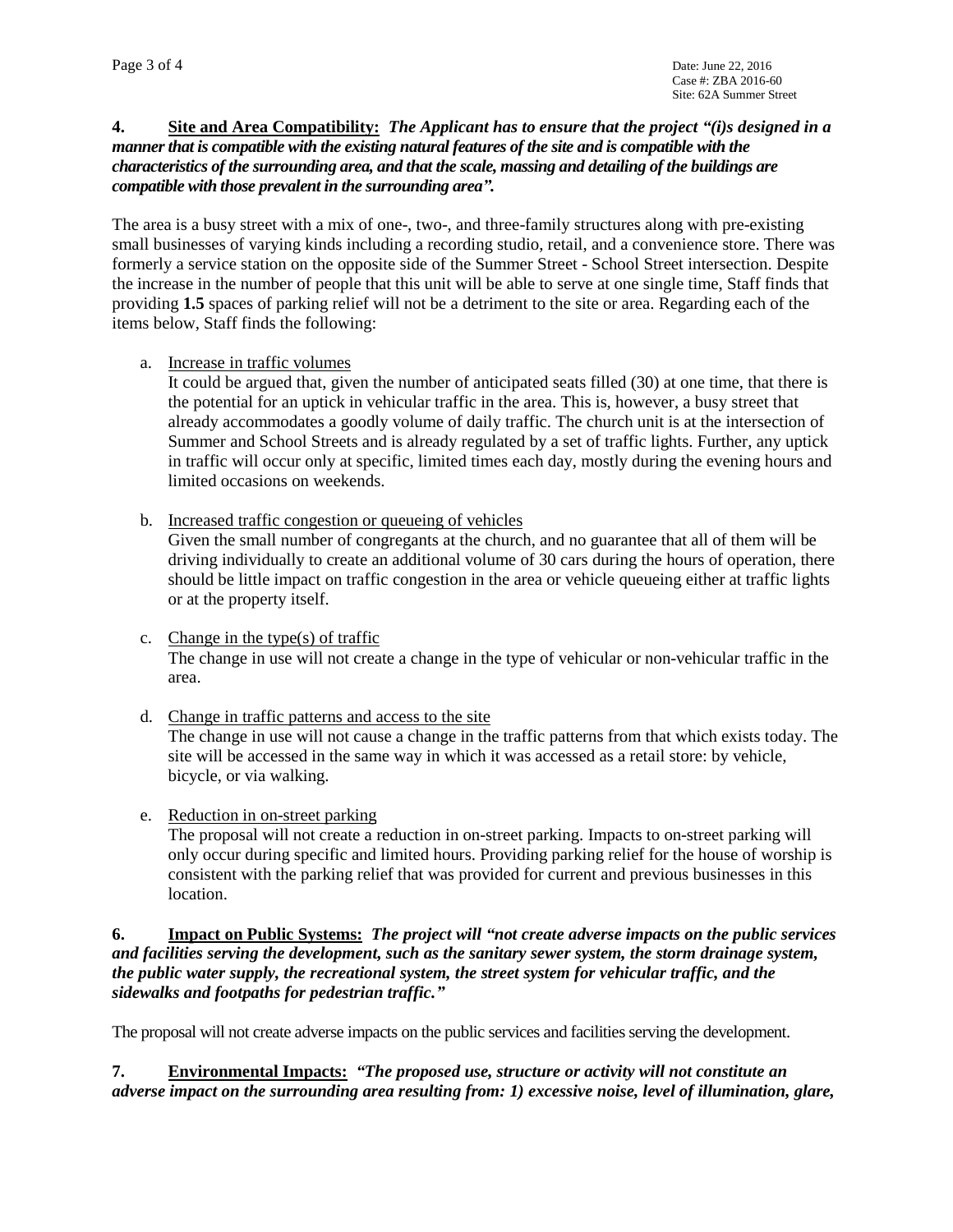**4. Site and Area Compatibility:** ***The Applicant has to ensure that the project "(i)s designed in a manner that is compatible with the existing natural features of the site and is compatible with the characteristics of the surrounding area, and that the scale, massing and detailing of the buildings are compatible with those prevalent in the surrounding area".***

The area is a busy street with a mix of one-, two-, and three-family structures along with pre-existing small businesses of varying kinds including a recording studio, retail, and a convenience store. There was formerly a service station on the opposite side of the Summer Street - School Street intersection. Despite the increase in the number of people that this unit will be able to serve at one single time, Staff finds that providing **1.5** spaces of parking relief will not be a detriment to the site or area. Regarding each of the items below, Staff finds the following:

a. Increase in traffic volumes
It could be argued that, given the number of anticipated seats filled (30) at one time, that there is the potential for an uptick in vehicular traffic in the area. This is, however, a busy street that already accommodates a goodly volume of daily traffic. The church unit is at the intersection of Summer and School Streets and is already regulated by a set of traffic lights. Further, any uptick in traffic will occur only at specific, limited times each day, mostly during the evening hours and limited occasions on weekends.

b. Increased traffic congestion or queueing of vehicles
Given the small number of congregants at the church, and no guarantee that all of them will be driving individually to create an additional volume of 30 cars during the hours of operation, there should be little impact on traffic congestion in the area or vehicle queueing either at traffic lights or at the property itself.

c. Change in the type(s) of traffic
The change in use will not create a change in the type of vehicular or non-vehicular traffic in the area.

d. Change in traffic patterns and access to the site
The change in use will not cause a change in the traffic patterns from that which exists today. The site will be accessed in the same way in which it was accessed as a retail store: by vehicle, bicycle, or via walking.

e. Reduction in on-street parking
The proposal will not create a reduction in on-street parking. Impacts to on-street parking will only occur during specific and limited hours. Providing parking relief for the house of worship is consistent with the parking relief that was provided for current and previous businesses in this location.

**6. Impact on Public Systems:** ***The project will "not create adverse impacts on the public services and facilities serving the development, such as the sanitary sewer system, the storm drainage system, the public water supply, the recreational system, the street system for vehicular traffic, and the sidewalks and footpaths for pedestrian traffic."***

The proposal will not create adverse impacts on the public services and facilities serving the development.

**7. Environmental Impacts:** ***"The proposed use, structure or activity will not constitute an adverse impact on the surrounding area resulting from: 1) excessive noise, level of illumination, glare,***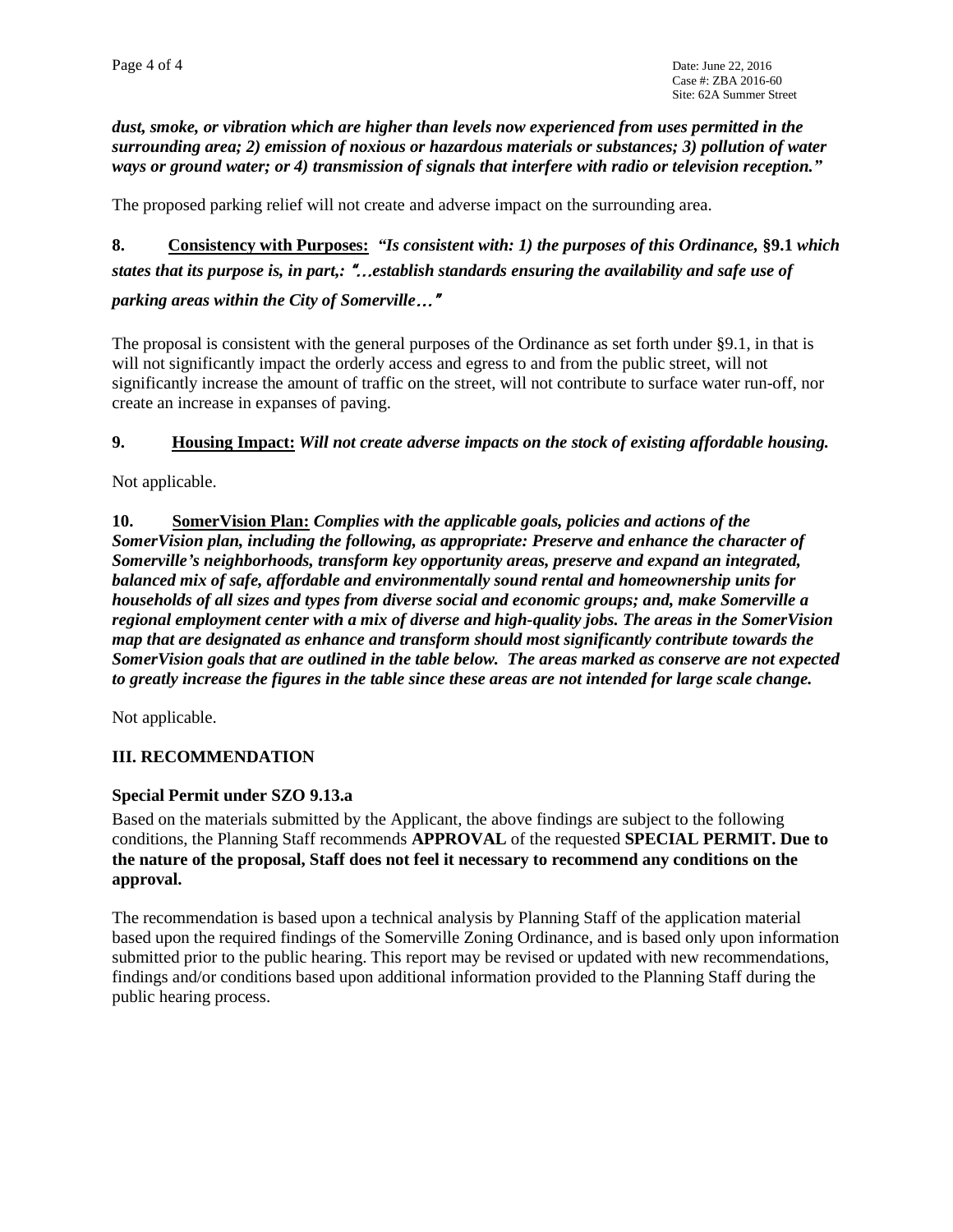*dust, smoke, or vibration which are higher than levels now experienced from uses permitted in the surrounding area; 2) emission of noxious or hazardous materials or substances; 3) pollution of water ways or ground water; or 4) transmission of signals that interfere with radio or television reception."***

The proposed parking relief will not create and adverse impact on the surrounding area.

**8. <u>Consistency with Purposes:</u>** ***"Is consistent with: 1) the purposes of this Ordinance,*** **§9.1** ***which states that its purpose is, in part,: "…establish standards ensuring the availability and safe use of parking areas within the City of Somerville…"***

The proposal is consistent with the general purposes of the Ordinance as set forth under §9.1, in that is will not significantly impact the orderly access and egress to and from the public street, will not significantly increase the amount of traffic on the street, will not contribute to surface water run-off, nor create an increase in expanses of paving.

**9. <u>Housing Impact:</u>** ***Will not create adverse impacts on the stock of existing affordable housing.***

Not applicable.

**10. <u>SomerVision Plan:</u>** ***Complies with the applicable goals, policies and actions of the SomerVision plan, including the following, as appropriate: Preserve and enhance the character of Somerville's neighborhoods, transform key opportunity areas, preserve and expand an integrated, balanced mix of safe, affordable and environmentally sound rental and homeownership units for households of all sizes and types from diverse social and economic groups; and, make Somerville a regional employment center with a mix of diverse and high-quality jobs. The areas in the SomerVision map that are designated as enhance and transform should most significantly contribute towards the SomerVision goals that are outlined in the table below. The areas marked as conserve are not expected to greatly increase the figures in the table since these areas are not intended for large scale change.***

Not applicable.

## III. RECOMMENDATION

### Special Permit under SZO 9.13.a

Based on the materials submitted by the Applicant, the above findings are subject to the following conditions, the Planning Staff recommends **APPROVAL** of the requested **SPECIAL PERMIT. Due to the nature of the proposal, Staff does not feel it necessary to recommend any conditions on the approval.**

The recommendation is based upon a technical analysis by Planning Staff of the application material based upon the required findings of the Somerville Zoning Ordinance, and is based only upon information submitted prior to the public hearing. This report may be revised or updated with new recommendations, findings and/or conditions based upon additional information provided to the Planning Staff during the public hearing process.